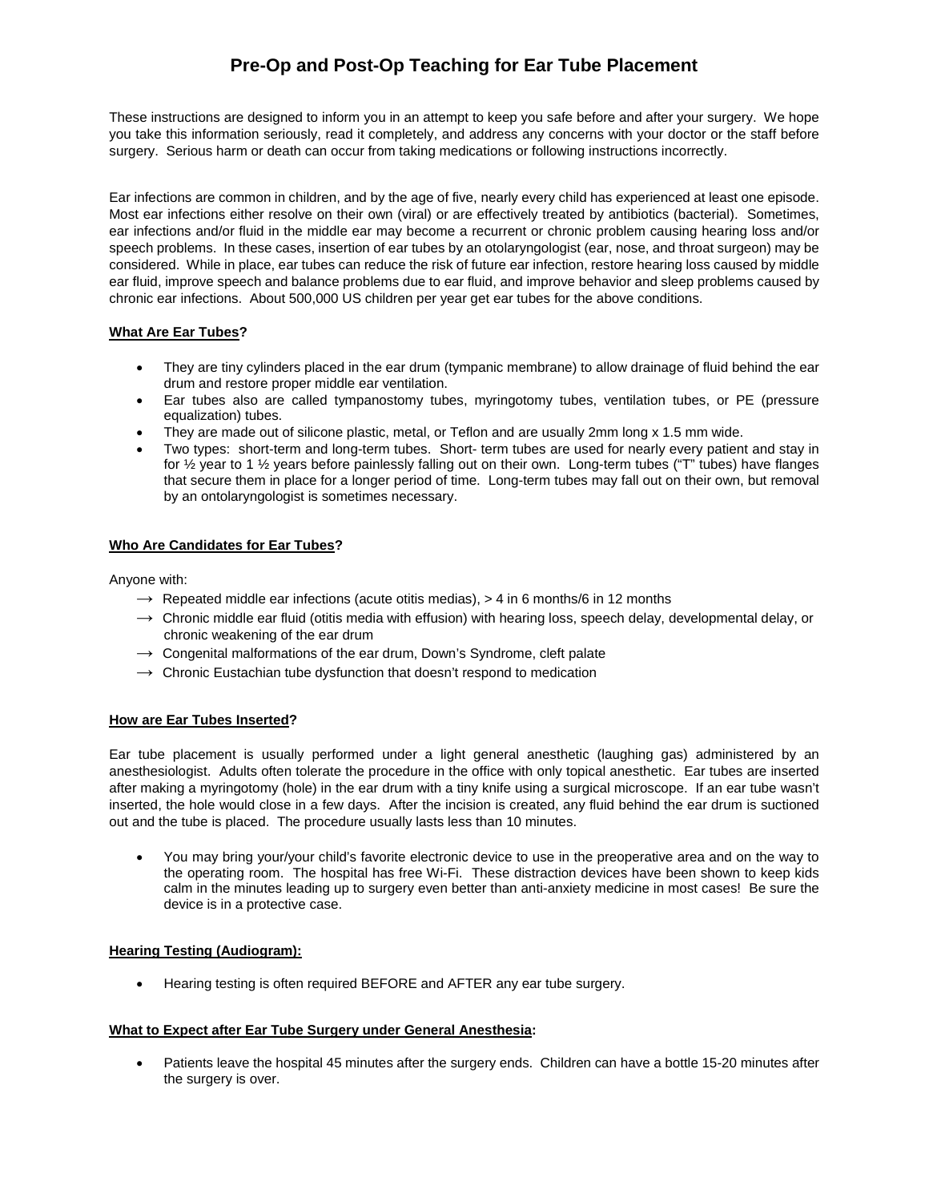# Pre-Op and Post-Op Teaching for Ear Tube Placement

These instructions are designed to inform you in an attempt to keep you safe before and after your surgery. We hope you take this information seriously, read it completely, and address any concerns with your doctor or the staff before surgery. Serious harm or death can occur from taking medications or following instructions incorrectly.

Ear infections are common in children, and by the age of five, nearly every child has experienced at least one episode. Most ear infections either resolve on their own (viral) or are effectively treated by antibiotics (bacterial). Sometimes, ear infections and/or fluid in the middle ear may become a recurrent or chronic problem causing hearing loss and/or speech problems. In these cases, insertion of ear tubes by an otolaryngologist (ear, nose, and throat surgeon) may be considered. While in place, ear tubes can reduce the risk of future ear infection, restore hearing loss caused by middle ear fluid, improve speech and balance problems due to ear fluid, and improve behavior and sleep problems caused by chronic ear infections. About 500,000 US children per year get ear tubes for the above conditions.

**<u>What Are Ear Tubes</u>?**

- They are tiny cylinders placed in the ear drum (tympanic membrane) to allow drainage of fluid behind the ear drum and restore proper middle ear ventilation.
- Ear tubes also are called tympanostomy tubes, myringotomy tubes, ventilation tubes, or PE (pressure equalization) tubes.
- They are made out of silicone plastic, metal, or Teflon and are usually 2mm long x 1.5 mm wide.
- Two types: short-term and long-term tubes. Short- term tubes are used for nearly every patient and stay in for ½ year to 1 ½ years before painlessly falling out on their own. Long-term tubes ("T" tubes) have flanges that secure them in place for a longer period of time. Long-term tubes may fall out on their own, but removal by an ontolaryngologist is sometimes necessary.

**<u>Who Are Candidates for Ear Tubes</u>?**

Anyone with:

- → Repeated middle ear infections (acute otitis medias), > 4 in 6 months/6 in 12 months
- → Chronic middle ear fluid (otitis media with effusion) with hearing loss, speech delay, developmental delay, or chronic weakening of the ear drum
- → Congenital malformations of the ear drum, Down's Syndrome, cleft palate
- → Chronic Eustachian tube dysfunction that doesn't respond to medication

**<u>How are Ear Tubes Inserted</u>?**

Ear tube placement is usually performed under a light general anesthetic (laughing gas) administered by an anesthesiologist. Adults often tolerate the procedure in the office with only topical anesthetic. Ear tubes are inserted after making a myringotomy (hole) in the ear drum with a tiny knife using a surgical microscope. If an ear tube wasn't inserted, the hole would close in a few days. After the incision is created, any fluid behind the ear drum is suctioned out and the tube is placed. The procedure usually lasts less than 10 minutes.

- You may bring your/your child's favorite electronic device to use in the preoperative area and on the way to the operating room. The hospital has free Wi-Fi. These distraction devices have been shown to keep kids calm in the minutes leading up to surgery even better than anti-anxiety medicine in most cases! Be sure the device is in a protective case.

**<u>Hearing Testing (Audiogram):</u>**

- Hearing testing is often required BEFORE and AFTER any ear tube surgery.

**<u>What to Expect after Ear Tube Surgery under General Anesthesia</u>:**

- Patients leave the hospital 45 minutes after the surgery ends. Children can have a bottle 15-20 minutes after the surgery is over.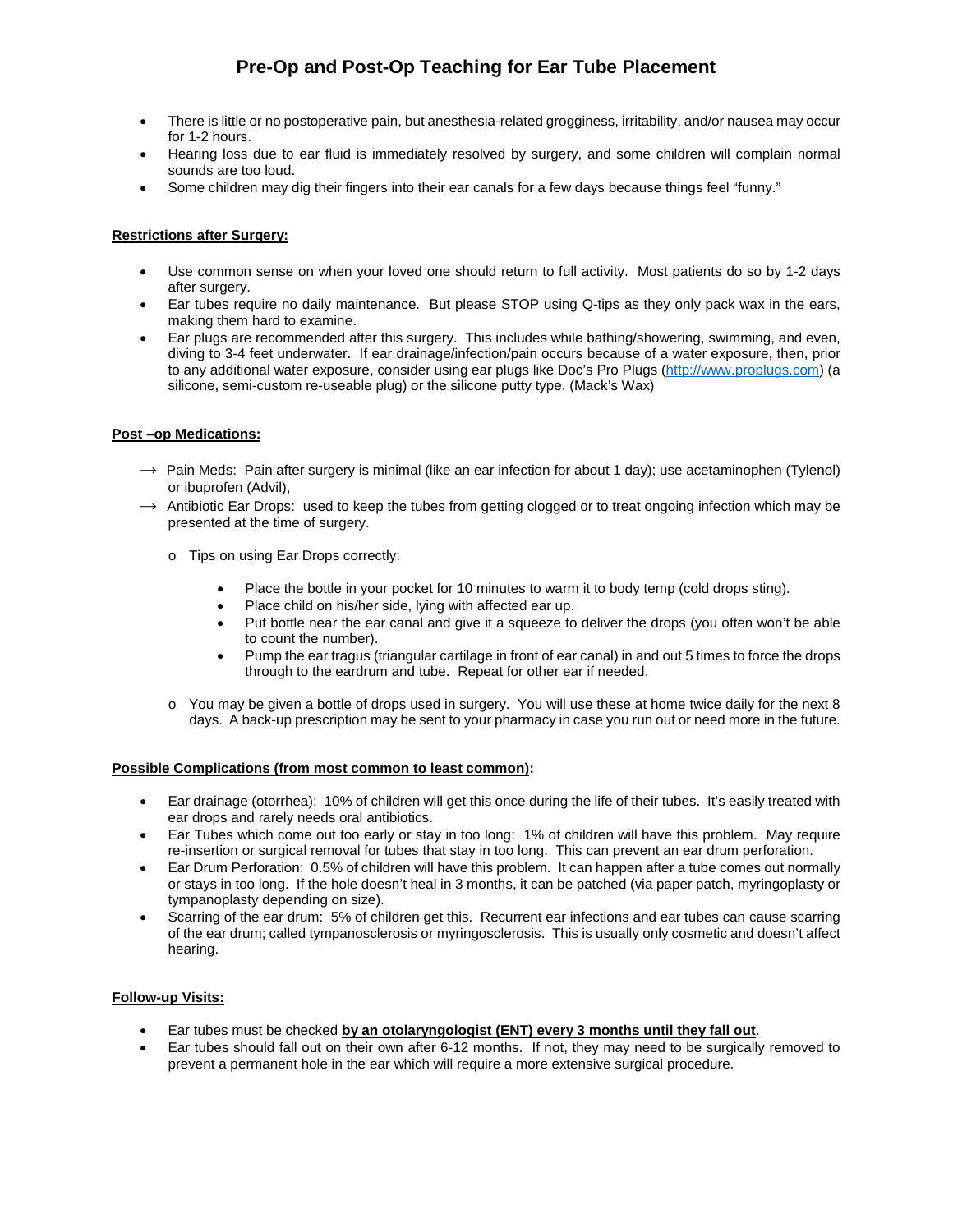# Pre-Op and Post-Op Teaching for Ear Tube Placement

- There is little or no postoperative pain, but anesthesia-related grogginess, irritability, and/or nausea may occur for 1-2 hours.
- Hearing loss due to ear fluid is immediately resolved by surgery, and some children will complain normal sounds are too loud.
- Some children may dig their fingers into their ear canals for a few days because things feel "funny."

**Restrictions after Surgery:**

- Use common sense on when your loved one should return to full activity. Most patients do so by 1-2 days after surgery.
- Ear tubes require no daily maintenance. But please STOP using Q-tips as they only pack wax in the ears, making them hard to examine.
- Ear plugs are recommended after this surgery. This includes while bathing/showering, swimming, and even, diving to 3-4 feet underwater. If ear drainage/infection/pain occurs because of a water exposure, then, prior to any additional water exposure, consider using ear plugs like Doc's Pro Plugs (http://www.proplugs.com) (a silicone, semi-custom re-useable plug) or the silicone putty type. (Mack's Wax)

**Post –op Medications:**

→ Pain Meds: Pain after surgery is minimal (like an ear infection for about 1 day); use acetaminophen (Tylenol) or ibuprofen (Advil),

→ Antibiotic Ear Drops: used to keep the tubes from getting clogged or to treat ongoing infection which may be presented at the time of surgery.

- Tips on using Ear Drops correctly:
  - Place the bottle in your pocket for 10 minutes to warm it to body temp (cold drops sting).
  - Place child on his/her side, lying with affected ear up.
  - Put bottle near the ear canal and give it a squeeze to deliver the drops (you often won't be able to count the number).
  - Pump the ear tragus (triangular cartilage in front of ear canal) in and out 5 times to force the drops through to the eardrum and tube. Repeat for other ear if needed.
- You may be given a bottle of drops used in surgery. You will use these at home twice daily for the next 8 days. A back-up prescription may be sent to your pharmacy in case you run out or need more in the future.

**Possible Complications (from most common to least common):**

- Ear drainage (otorrhea): 10% of children will get this once during the life of their tubes. It's easily treated with ear drops and rarely needs oral antibiotics.
- Ear Tubes which come out too early or stay in too long: 1% of children will have this problem. May require re-insertion or surgical removal for tubes that stay in too long. This can prevent an ear drum perforation.
- Ear Drum Perforation: 0.5% of children will have this problem. It can happen after a tube comes out normally or stays in too long. If the hole doesn't heal in 3 months, it can be patched (via paper patch, myringoplasty or tympanoplasty depending on size).
- Scarring of the ear drum: 5% of children get this. Recurrent ear infections and ear tubes can cause scarring of the ear drum; called tympanosclerosis or myringosclerosis. This is usually only cosmetic and doesn't affect hearing.

**Follow-up Visits:**

- Ear tubes must be checked **by an otolaryngologist (ENT) every 3 months until they fall out**.
- Ear tubes should fall out on their own after 6-12 months. If not, they may need to be surgically removed to prevent a permanent hole in the ear which will require a more extensive surgical procedure.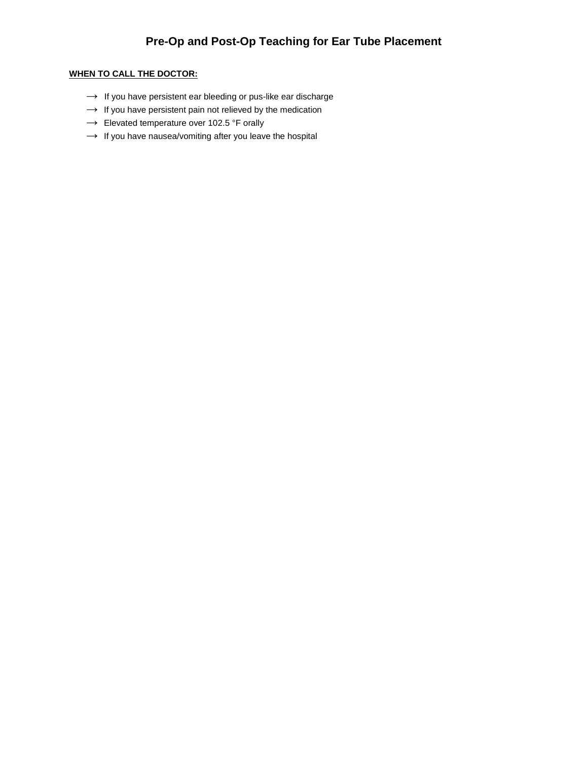# Pre-Op and Post-Op Teaching for Ear Tube Placement

**WHEN TO CALL THE DOCTOR:**

- → If you have persistent ear bleeding or pus-like ear discharge
- → If you have persistent pain not relieved by the medication
- → Elevated temperature over 102.5 °F orally
- → If you have nausea/vomiting after you leave the hospital